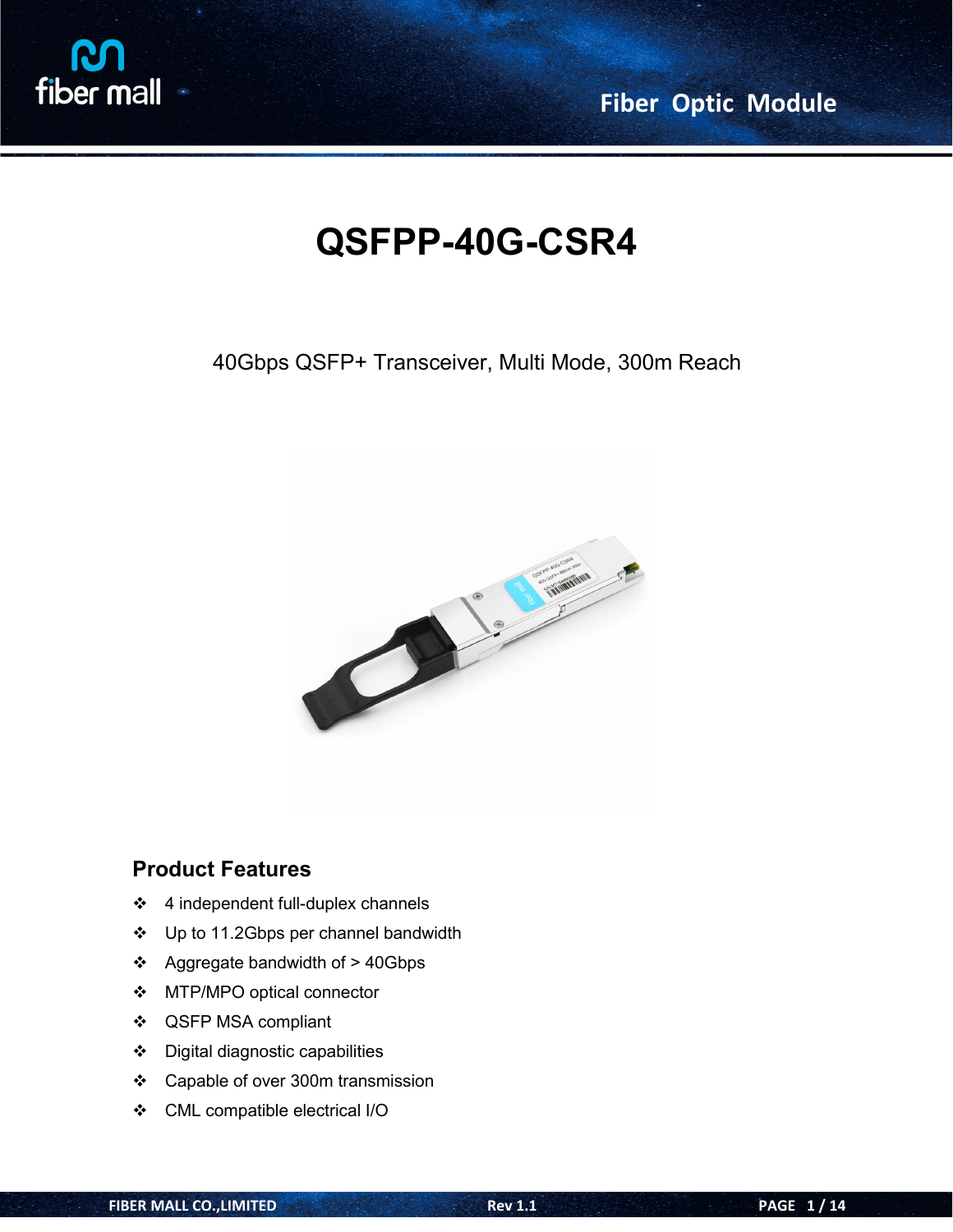# QSFPP-40G-CSR4

40Gbps QSFP+ Transceiver, Multi Mode, 300m Reach

## Product Features

- 4 independent full-duplex channels
- Up to 11.2Gbps per channel bandwidth
- Aggregate bandwidth of > 40Gbps
- MTP/MPO optical connector
- QSFP MSA compliant
- Digital diagnostic capabilities
- Capable of over 300m transmission
- CML compatible electrical I/O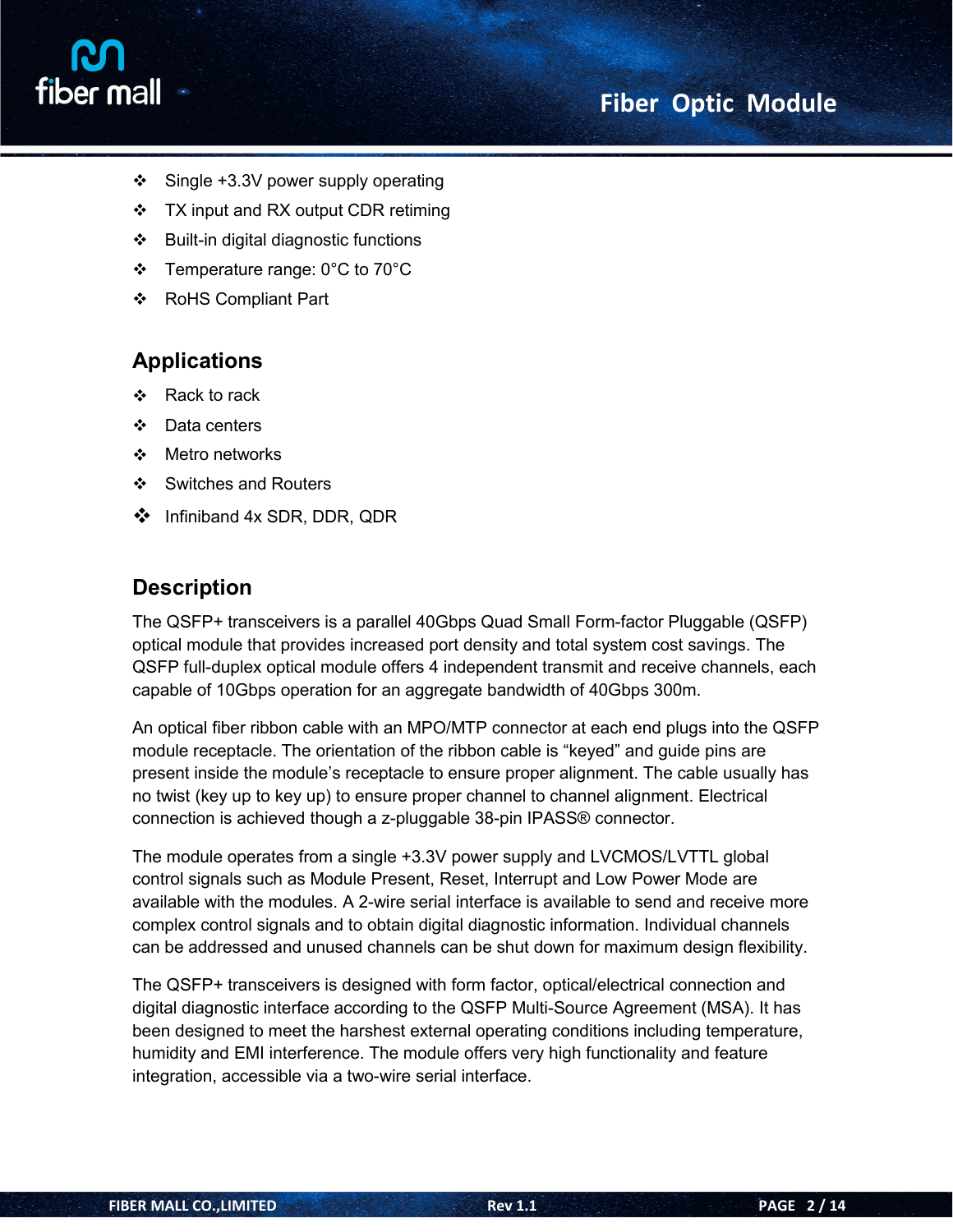- Single +3.3V power supply operating
- TX input and RX output CDR retiming
- Built-in digital diagnostic functions
- Temperature range: 0°C to 70°C
- RoHS Compliant Part

## Applications

- Rack to rack
- Data centers
- Metro networks
- Switches and Routers
- Infiniband 4x SDR, DDR, QDR

## Description

The QSFP+ transceivers is a parallel 40Gbps Quad Small Form-factor Pluggable (QSFP) optical module that provides increased port density and total system cost savings. The QSFP full-duplex optical module offers 4 independent transmit and receive channels, each capable of 10Gbps operation for an aggregate bandwidth of 40Gbps 300m.

An optical fiber ribbon cable with an MPO/MTP connector at each end plugs into the QSFP module receptacle. The orientation of the ribbon cable is “keyed” and guide pins are present inside the module’s receptacle to ensure proper alignment. The cable usually has no twist (key up to key up) to ensure proper channel to channel alignment. Electrical connection is achieved though a z-pluggable 38-pin IPASS® connector.

The module operates from a single +3.3V power supply and LVCMOS/LVTTL global control signals such as Module Present, Reset, Interrupt and Low Power Mode are available with the modules. A 2-wire serial interface is available to send and receive more complex control signals and to obtain digital diagnostic information. Individual channels can be addressed and unused channels can be shut down for maximum design flexibility.

The QSFP+ transceivers is designed with form factor, optical/electrical connection and digital diagnostic interface according to the QSFP Multi-Source Agreement (MSA). It has been designed to meet the harshest external operating conditions including temperature, humidity and EMI interference. The module offers very high functionality and feature integration, accessible via a two-wire serial interface.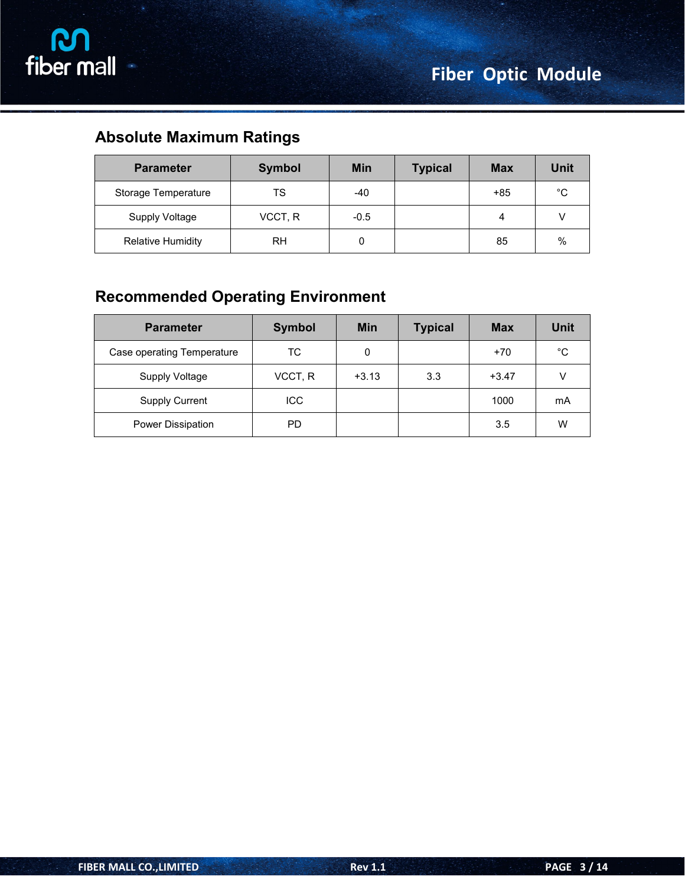## Absolute Maximum Ratings

| Parameter | Symbol | Min | Typical | Max | Unit |
|---|---|---|---|---|---|
| Storage Temperature | TS | -40 | | +85 | °C |
| Supply Voltage | VCCT, R | -0.5 | | 4 | V |
| Relative Humidity | RH | 0 | | 85 | % |

## Recommended Operating Environment

| Parameter | Symbol | Min | Typical | Max | Unit |
|---|---|---|---|---|---|
| Case operating Temperature | TC | 0 | | +70 | °C |
| Supply Voltage | VCCT, R | +3.13 | 3.3 | +3.47 | V |
| Supply Current | ICC | | | 1000 | mA |
| Power Dissipation | PD | | | 3.5 | W |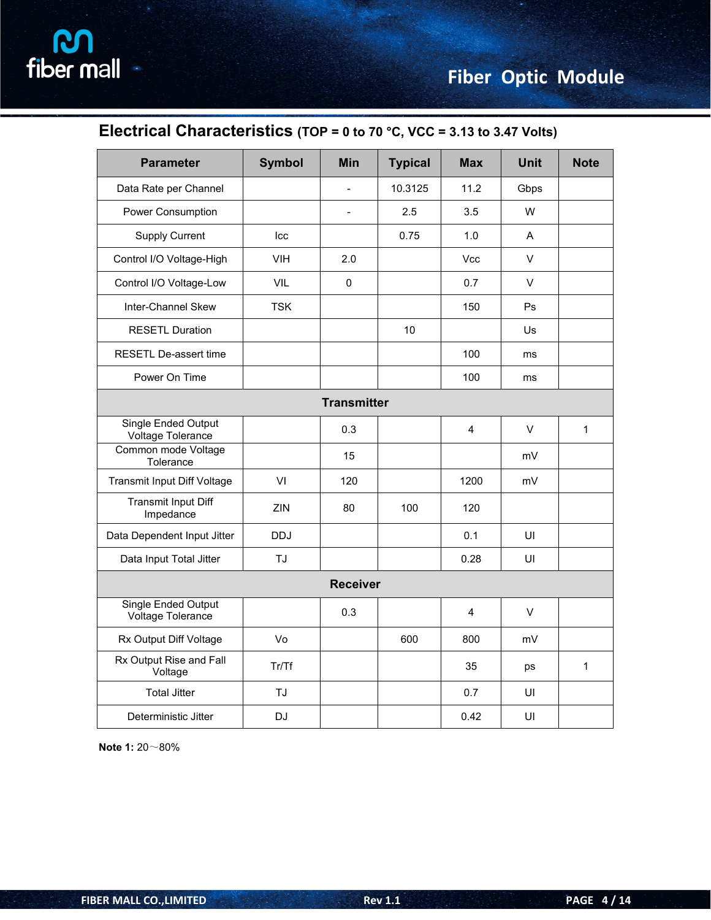## Electrical Characteristics (TOP = 0 to 70 °C, VCC = 3.13 to 3.47 Volts)

| Parameter | Symbol | Min | Typical | Max | Unit | Note |
|---|---|---|---|---|---|---|
| Data Rate per Channel | | - | 10.3125 | 11.2 | Gbps | |
| Power Consumption | | - | 2.5 | 3.5 | W | |
| Supply Current | Icc | | 0.75 | 1.0 | A | |
| Control I/O Voltage-High | VIH | 2.0 | | Vcc | V | |
| Control I/O Voltage-Low | VIL | 0 | | 0.7 | V | |
| Inter-Channel Skew | TSK | | | 150 | Ps | |
| RESETL Duration | | | 10 | | Us | |
| RESETL De-assert time | | | | 100 | ms | |
| Power On Time | | | | 100 | ms | |
| **Transmitter** | | | | | | |
| Single Ended Output Voltage Tolerance | | 0.3 | | 4 | V | 1 |
| Common mode Voltage Tolerance | | 15 | | | mV | |
| Transmit Input Diff Voltage | VI | 120 | | 1200 | mV | |
| Transmit Input Diff Impedance | ZIN | 80 | 100 | 120 | | |
| Data Dependent Input Jitter | DDJ | | | 0.1 | UI | |
| Data Input Total Jitter | TJ | | | 0.28 | UI | |
| **Receiver** | | | | | | |
| Single Ended Output Voltage Tolerance | | 0.3 | | 4 | V | |
| Rx Output Diff Voltage | Vo | | 600 | 800 | mV | |
| Rx Output Rise and Fall Voltage | Tr/Tf | | | 35 | ps | 1 |
| Total Jitter | TJ | | | 0.7 | UI | |
| Deterministic Jitter | DJ | | | 0.42 | UI | |

**Note 1:** 20～80%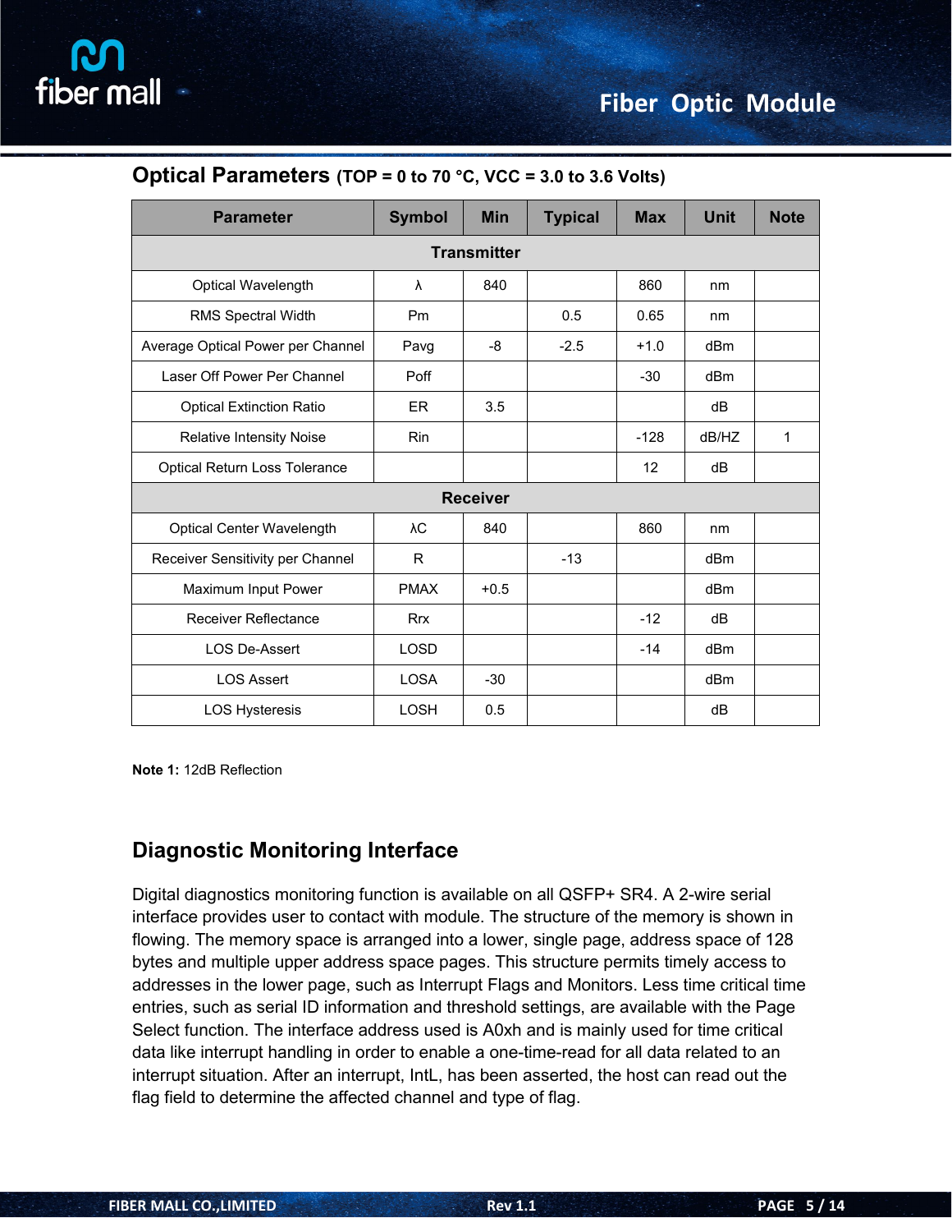## Optical Parameters (TOP = 0 to 70 °C, VCC = 3.0 to 3.6 Volts)

| Parameter | Symbol | Min | Typical | Max | Unit | Note |
|---|---|---|---|---|---|---|
| **Transmitter** | | | | | | |
| Optical Wavelength | λ | 840 | | 860 | nm | |
| RMS Spectral Width | Pm | | 0.5 | 0.65 | nm | |
| Average Optical Power per Channel | Pavg | -8 | -2.5 | +1.0 | dBm | |
| Laser Off Power Per Channel | Poff | | | -30 | dBm | |
| Optical Extinction Ratio | ER | 3.5 | | | dB | |
| Relative Intensity Noise | Rin | | | -128 | dB/HZ | 1 |
| Optical Return Loss Tolerance | | | | 12 | dB | |
| **Receiver** | | | | | | |
| Optical Center Wavelength | λC | 840 | | 860 | nm | |
| Receiver Sensitivity per Channel | R | | -13 | | dBm | |
| Maximum Input Power | PMAX | +0.5 | | | dBm | |
| Receiver Reflectance | Rrx | | | -12 | dB | |
| LOS De-Assert | LOSD | | | -14 | dBm | |
| LOS Assert | LOSA | -30 | | | dBm | |
| LOS Hysteresis | LOSH | 0.5 | | | dB | |

**Note 1:** 12dB Reflection

## Diagnostic Monitoring Interface

Digital diagnostics monitoring function is available on all QSFP+ SR4. A 2-wire serial interface provides user to contact with module. The structure of the memory is shown in flowing. The memory space is arranged into a lower, single page, address space of 128 bytes and multiple upper address space pages. This structure permits timely access to addresses in the lower page, such as Interrupt Flags and Monitors. Less time critical time entries, such as serial ID information and threshold settings, are available with the Page Select function. The interface address used is A0xh and is mainly used for time critical data like interrupt handling in order to enable a one-time-read for all data related to an interrupt situation. After an interrupt, IntL, has been asserted, the host can read out the flag field to determine the affected channel and type of flag.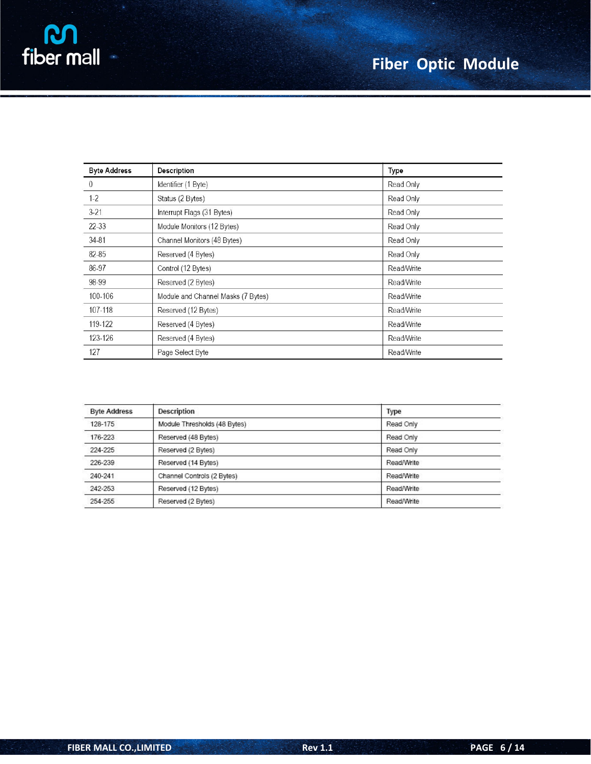| Byte Address | Description | Type |
|---|---|---|
| 0 | Identifier (1 Byte) | Read Only |
| 1-2 | Status (2 Bytes) | Read Only |
| 3-21 | Interrupt Flags (31 Bytes) | Read Only |
| 22-33 | Module Monitors (12 Bytes) | Read Only |
| 34-81 | Channel Monitors (48 Bytes) | Read Only |
| 82-85 | Reserved (4 Bytes) | Read Only |
| 86-97 | Control (12 Bytes) | Read/Write |
| 98-99 | Reserved (2 Bytes) | Read/Write |
| 100-106 | Module and Channel Masks (7 Bytes) | Read/Write |
| 107-118 | Reserved (12 Bytes) | Read/Write |
| 119-122 | Reserved (4 Bytes) | Read/Write |
| 123-126 | Reserved (4 Bytes) | Read/Write |
| 127 | Page Select Byte | Read/Write |

| Byte Address | Description | Type |
|---|---|---|
| 128-175 | Module Thresholds (48 Bytes) | Read Only |
| 176-223 | Reserved (48 Bytes) | Read Only |
| 224-225 | Reserved (2 Bytes) | Read Only |
| 226-239 | Reserved (14 Bytes) | Read/Write |
| 240-241 | Channel Controls (2 Bytes) | Read/Write |
| 242-253 | Reserved (12 Bytes) | Read/Write |
| 254-255 | Reserved (2 Bytes) | Read/Write |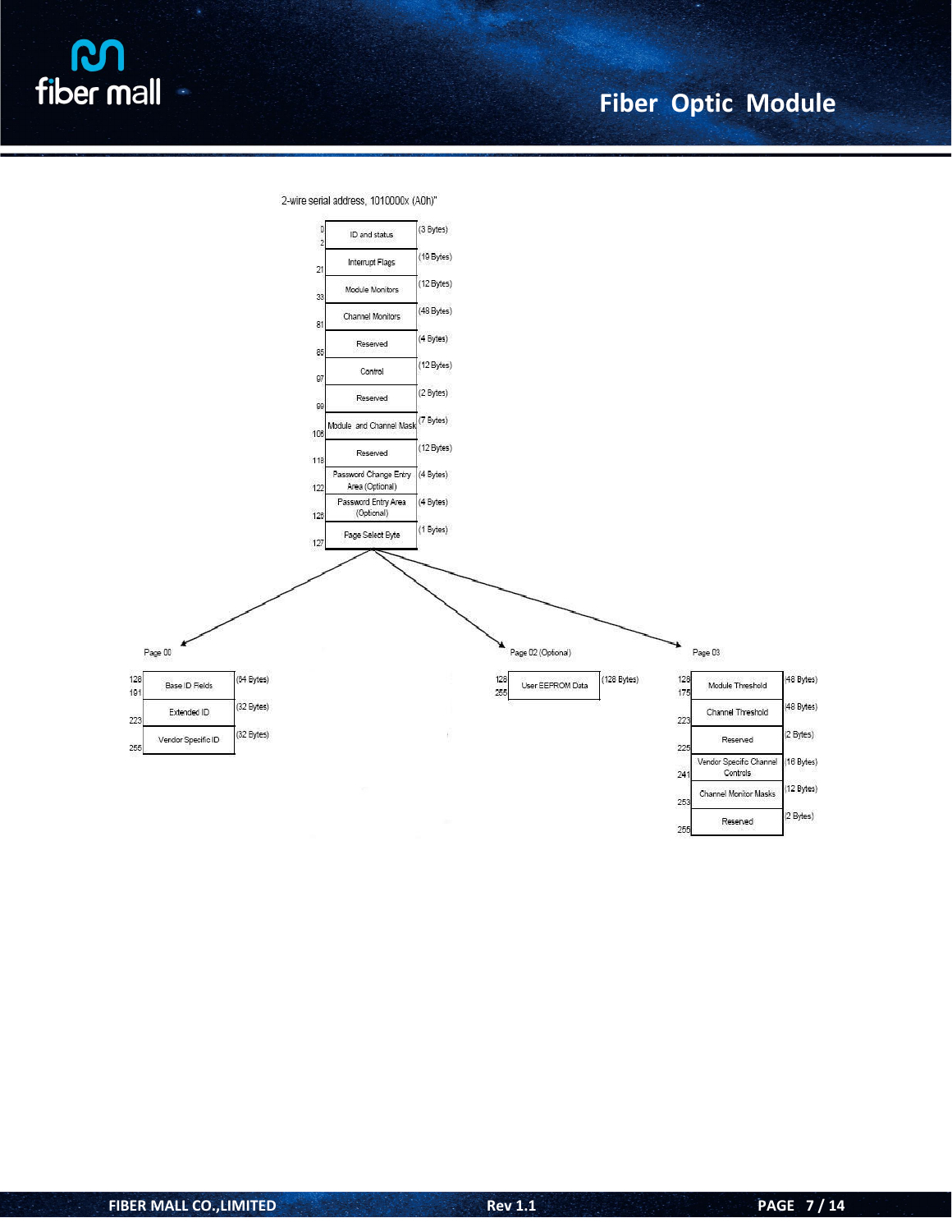2-wire serial address, 1010000x (A0h)"

| Address | Field | Size |
|---|---|---|
| 0–2 | ID and status | (3 Bytes) |
| 21 | Interrupt Flags | (19 Bytes) |
| 33 | Module Monitors | (12 Bytes) |
| 81 | Channel Monitors | (48 Bytes) |
| 85 | Reserved | (4 Bytes) |
| 97 | Control | (12 Bytes) |
| 99 | Reserved | (2 Bytes) |
| 106 | Module and Channel Mask | (7 Bytes) |
| 118 | Reserved | (12 Bytes) |
| 122 | Password Change Entry Area (Optional) | (4 Bytes) |
| 126 | Password Entry Area (Optional) | (4 Bytes) |
| 127 | Page Select Byte | (1 Bytes) |

Page 00

| Address | Field | Size |
|---|---|---|
| 128–191 | Base ID Fields | (64 Bytes) |
| 223 | Extended ID | (32 Bytes) |
| 255 | Vendor Specific ID | (32 Bytes) |

Page 02 (Optional)

| Address | Field | Size |
|---|---|---|
| 128–255 | User EEPROM Data | (128 Bytes) |

Page 03

| Address | Field | Size |
|---|---|---|
| 128–175 | Module Threshold | (48 Bytes) |
| 223 | Channel Threshold | (48 Bytes) |
| 225 | Reserved | (2 Bytes) |
| 241 | Vendor Specific Channel Controls | (16 Bytes) |
| 253 | Channel Monitor Masks | (12 Bytes) |
| 255 | Reserved | (2 Bytes) |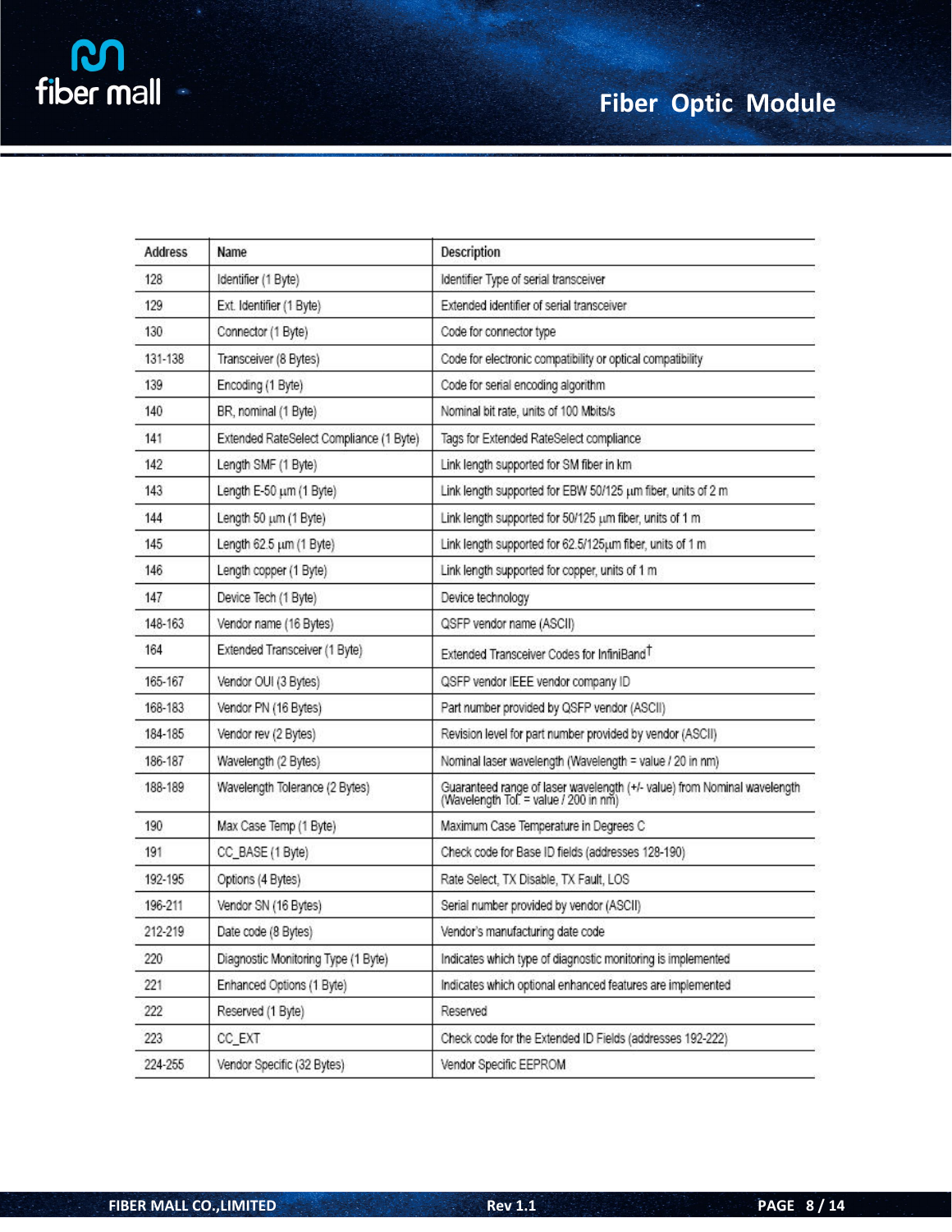| Address | Name | Description |
| --- | --- | --- |
| 128 | Identifier (1 Byte) | Identifier Type of serial transceiver |
| 129 | Ext. Identifier (1 Byte) | Extended identifier of serial transceiver |
| 130 | Connector (1 Byte) | Code for connector type |
| 131-138 | Transceiver (8 Bytes) | Code for electronic compatibility or optical compatibility |
| 139 | Encoding (1 Byte) | Code for serial encoding algorithm |
| 140 | BR, nominal (1 Byte) | Nominal bit rate, units of 100 Mbits/s |
| 141 | Extended RateSelect Compliance (1 Byte) | Tags for Extended RateSelect compliance |
| 142 | Length SMF (1 Byte) | Link length supported for SM fiber in km |
| 143 | Length E-50 µm (1 Byte) | Link length supported for EBW 50/125 µm fiber, units of 2 m |
| 144 | Length 50 µm (1 Byte) | Link length supported for 50/125 µm fiber, units of 1 m |
| 145 | Length 62.5 µm (1 Byte) | Link length supported for 62.5/125µm fiber, units of 1 m |
| 146 | Length copper (1 Byte) | Link length supported for copper, units of 1 m |
| 147 | Device Tech (1 Byte) | Device technology |
| 148-163 | Vendor name (16 Bytes) | QSFP vendor name (ASCII) |
| 164 | Extended Transceiver (1 Byte) | Extended Transceiver Codes for InfiniBand† |
| 165-167 | Vendor OUI (3 Bytes) | QSFP vendor IEEE vendor company ID |
| 168-183 | Vendor PN (16 Bytes) | Part number provided by QSFP vendor (ASCII) |
| 184-185 | Vendor rev (2 Bytes) | Revision level for part number provided by vendor (ASCII) |
| 186-187 | Wavelength (2 Bytes) | Nominal laser wavelength (Wavelength = value / 20 in nm) |
| 188-189 | Wavelength Tolerance (2 Bytes) | Guaranteed range of laser wavelength (+/- value) from Nominal wavelength (Wavelength Tol. = value / 200 in nm) |
| 190 | Max Case Temp (1 Byte) | Maximum Case Temperature in Degrees C |
| 191 | CC_BASE (1 Byte) | Check code for Base ID fields (addresses 128-190) |
| 192-195 | Options (4 Bytes) | Rate Select, TX Disable, TX Fault, LOS |
| 196-211 | Vendor SN (16 Bytes) | Serial number provided by vendor (ASCII) |
| 212-219 | Date code (8 Bytes) | Vendor's manufacturing date code |
| 220 | Diagnostic Monitoring Type (1 Byte) | Indicates which type of diagnostic monitoring is implemented |
| 221 | Enhanced Options (1 Byte) | Indicates which optional enhanced features are implemented |
| 222 | Reserved (1 Byte) | Reserved |
| 223 | CC_EXT | Check code for the Extended ID Fields (addresses 192-222) |
| 224-255 | Vendor Specific (32 Bytes) | Vendor Specific EEPROM |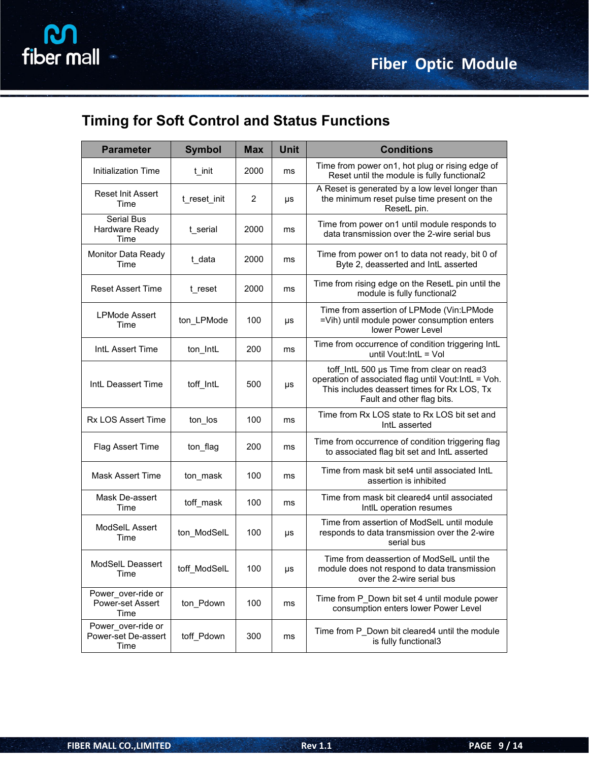## Timing for Soft Control and Status Functions

| Parameter | Symbol | Max | Unit | Conditions |
|---|---|---|---|---|
| Initialization Time | t_init | 2000 | ms | Time from power on1, hot plug or rising edge of Reset until the module is fully functional2 |
| Reset Init Assert Time | t_reset_init | 2 | μs | A Reset is generated by a low level longer than the minimum reset pulse time present on the ResetL pin. |
| Serial Bus Hardware Ready Time | t_serial | 2000 | ms | Time from power on1 until module responds to data transmission over the 2-wire serial bus |
| Monitor Data Ready Time | t_data | 2000 | ms | Time from power on1 to data not ready, bit 0 of Byte 2, deasserted and IntL asserted |
| Reset Assert Time | t_reset | 2000 | ms | Time from rising edge on the ResetL pin until the module is fully functional2 |
| LPMode Assert Time | ton_LPMode | 100 | μs | Time from assertion of LPMode (Vin:LPMode =Vih) until module power consumption enters lower Power Level |
| IntL Assert Time | ton_IntL | 200 | ms | Time from occurrence of condition triggering IntL until Vout:IntL = Vol |
| IntL Deassert Time | toff_IntL | 500 | μs | toff_IntL 500 μs Time from clear on read3 operation of associated flag until Vout:IntL = Voh. This includes deassert times for Rx LOS, Tx Fault and other flag bits. |
| Rx LOS Assert Time | ton_los | 100 | ms | Time from Rx LOS state to Rx LOS bit set and IntL asserted |
| Flag Assert Time | ton_flag | 200 | ms | Time from occurrence of condition triggering flag to associated flag bit set and IntL asserted |
| Mask Assert Time | ton_mask | 100 | ms | Time from mask bit set4 until associated IntL assertion is inhibited |
| Mask De-assert Time | toff_mask | 100 | ms | Time from mask bit cleared4 until associated IntlL operation resumes |
| ModSelL Assert Time | ton_ModSelL | 100 | μs | Time from assertion of ModSelL until module responds to data transmission over the 2-wire serial bus |
| ModSelL Deassert Time | toff_ModSelL | 100 | μs | Time from deassertion of ModSelL until the module does not respond to data transmission over the 2-wire serial bus |
| Power_over-ride or Power-set Assert Time | ton_Pdown | 100 | ms | Time from P_Down bit set 4 until module power consumption enters lower Power Level |
| Power_over-ride or Power-set De-assert Time | toff_Pdown | 300 | ms | Time from P_Down bit cleared4 until the module is fully functional3 |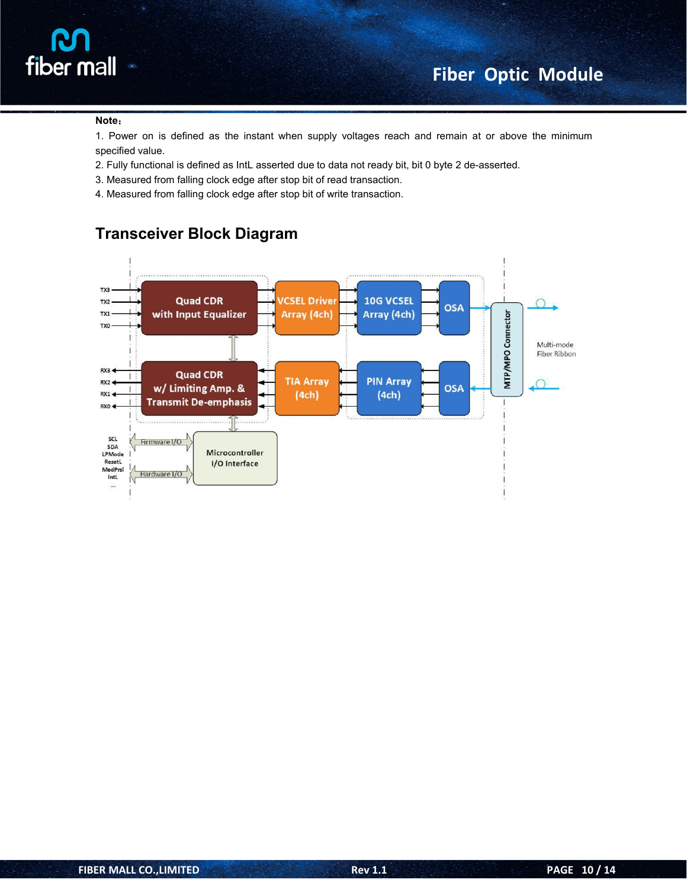**Note：**

1. Power on is defined as the instant when supply voltages reach and remain at or above the minimum specified value.
2. Fully functional is defined as IntL asserted due to data not ready bit, bit 0 byte 2 de-asserted.
3. Measured from falling clock edge after stop bit of read transaction.
4. Measured from falling clock edge after stop bit of write transaction.

## Transceiver Block Diagram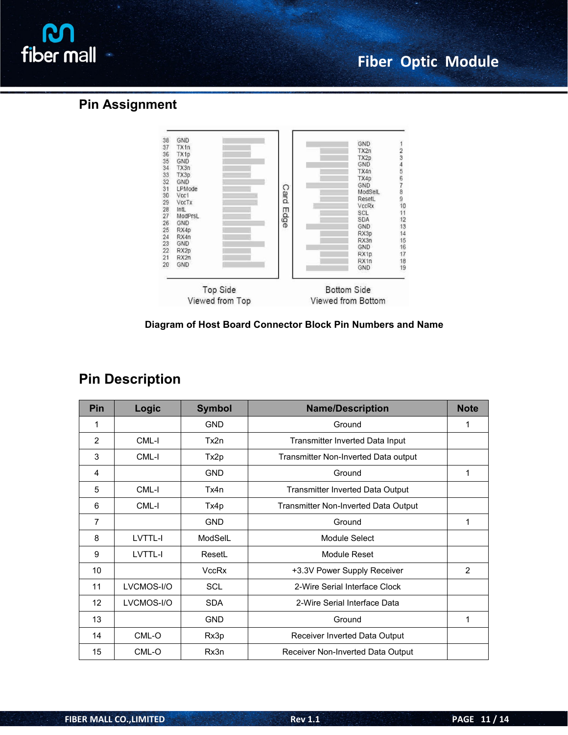## Pin Assignment

Diagram of Host Board Connector Block Pin Numbers and Name

## Pin Description

| Pin | Logic | Symbol | Name/Description | Note |
|---|---|---|---|---|
| 1 | | GND | Ground | 1 |
| 2 | CML-I | Tx2n | Transmitter Inverted Data Input | |
| 3 | CML-I | Tx2p | Transmitter Non-Inverted Data output | |
| 4 | | GND | Ground | 1 |
| 5 | CML-I | Tx4n | Transmitter Inverted Data Output | |
| 6 | CML-I | Tx4p | Transmitter Non-Inverted Data Output | |
| 7 | | GND | Ground | 1 |
| 8 | LVTTL-I | ModSelL | Module Select | |
| 9 | LVTTL-I | ResetL | Module Reset | |
| 10 | | VccRx | +3.3V Power Supply Receiver | 2 |
| 11 | LVCMOS-I/O | SCL | 2-Wire Serial Interface Clock | |
| 12 | LVCMOS-I/O | SDA | 2-Wire Serial Interface Data | |
| 13 | | GND | Ground | 1 |
| 14 | CML-O | Rx3p | Receiver Inverted Data Output | |
| 15 | CML-O | Rx3n | Receiver Non-Inverted Data Output | |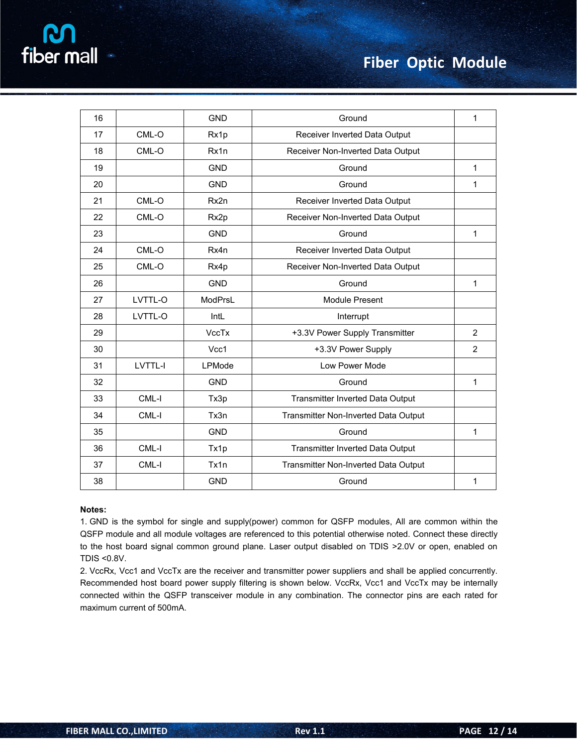| 16 | | GND | Ground | 1 |
|---|---|---|---|---|
| 17 | CML-O | Rx1p | Receiver Inverted Data Output | |
| 18 | CML-O | Rx1n | Receiver Non-Inverted Data Output | |
| 19 | | GND | Ground | 1 |
| 20 | | GND | Ground | 1 |
| 21 | CML-O | Rx2n | Receiver Inverted Data Output | |
| 22 | CML-O | Rx2p | Receiver Non-Inverted Data Output | |
| 23 | | GND | Ground | 1 |
| 24 | CML-O | Rx4n | Receiver Inverted Data Output | |
| 25 | CML-O | Rx4p | Receiver Non-Inverted Data Output | |
| 26 | | GND | Ground | 1 |
| 27 | LVTTL-O | ModPrsL | Module Present | |
| 28 | LVTTL-O | IntL | Interrupt | |
| 29 | | VccTx | +3.3V Power Supply Transmitter | 2 |
| 30 | | Vcc1 | +3.3V Power Supply | 2 |
| 31 | LVTTL-I | LPMode | Low Power Mode | |
| 32 | | GND | Ground | 1 |
| 33 | CML-I | Tx3p | Transmitter Inverted Data Output | |
| 34 | CML-I | Tx3n | Transmitter Non-Inverted Data Output | |
| 35 | | GND | Ground | 1 |
| 36 | CML-I | Tx1p | Transmitter Inverted Data Output | |
| 37 | CML-I | Tx1n | Transmitter Non-Inverted Data Output | |
| 38 | | GND | Ground | 1 |

**Notes:**

1. GND is the symbol for single and supply(power) common for QSFP modules, All are common within the QSFP module and all module voltages are referenced to this potential otherwise noted. Connect these directly to the host board signal common ground plane. Laser output disabled on TDIS >2.0V or open, enabled on TDIS <0.8V.
2. VccRx, Vcc1 and VccTx are the receiver and transmitter power suppliers and shall be applied concurrently. Recommended host board power supply filtering is shown below. VccRx, Vcc1 and VccTx may be internally connected within the QSFP transceiver module in any combination. The connector pins are each rated for maximum current of 500mA.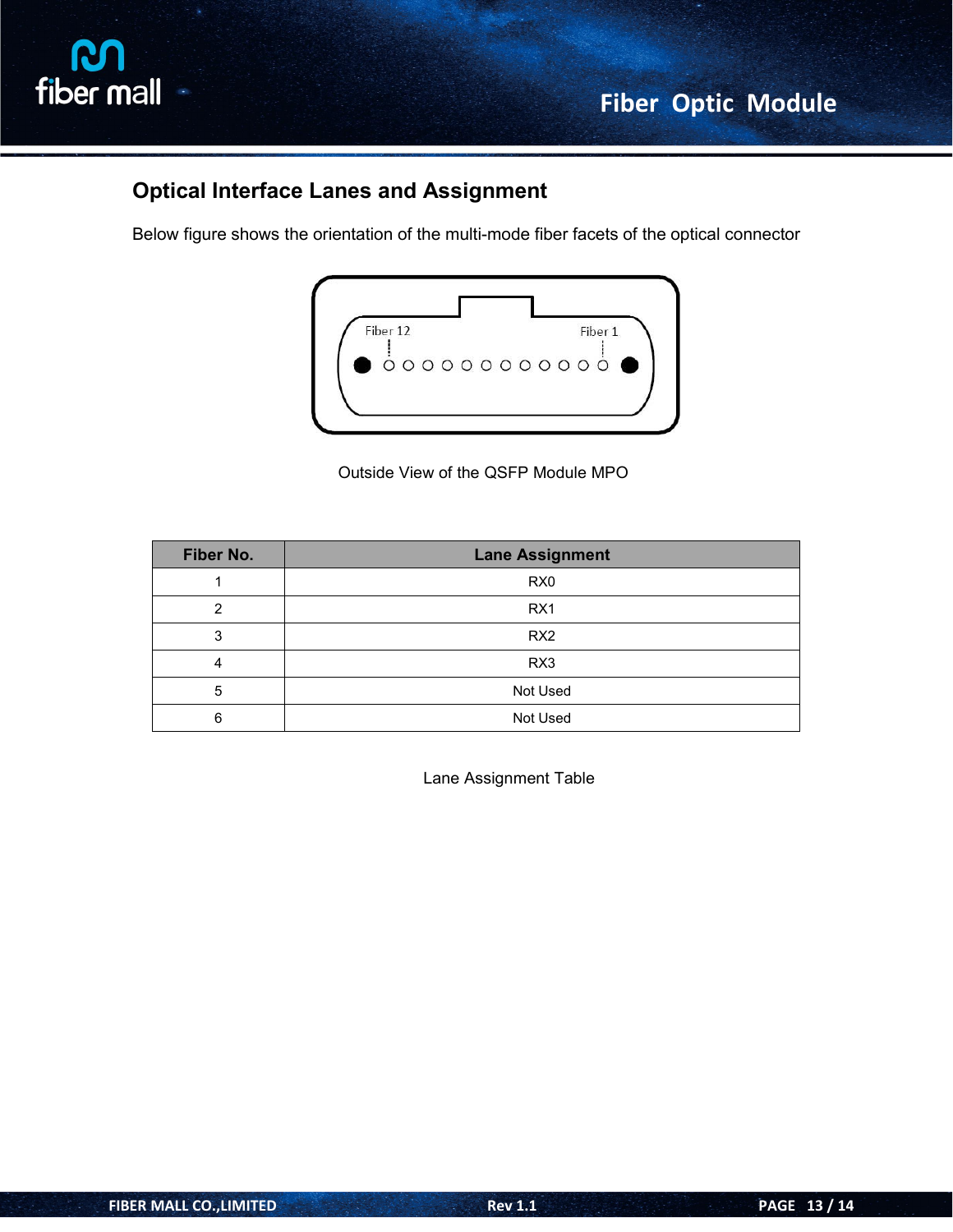## Optical Interface Lanes and Assignment

Below figure shows the orientation of the multi-mode fiber facets of the optical connector

Outside View of the QSFP Module MPO

| Fiber No. | Lane Assignment |
|---|---|
| 1 | RX0 |
| 2 | RX1 |
| 3 | RX2 |
| 4 | RX3 |
| 5 | Not Used |
| 6 | Not Used |

Lane Assignment Table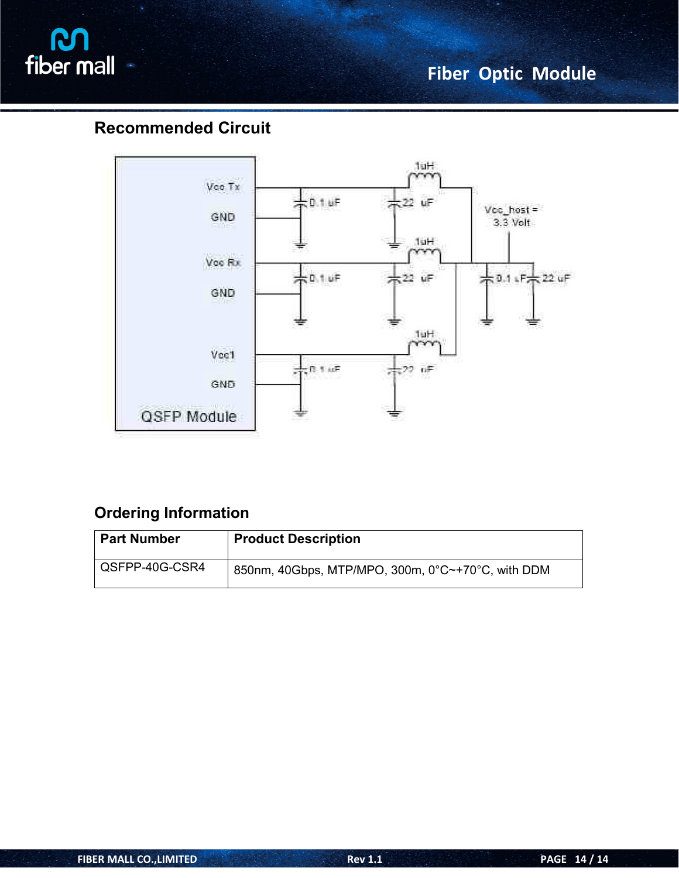## Recommended Circuit

Vcc Tx

GND

Vcc Rx

GND

Vcc1

GND

QSFP Module

1uH

0.1 uF

22 uF

Vcc_host = 3.3 Volt

## Ordering Information

| Part Number | Product Description |
|---|---|
| QSFPP-40G-CSR4 | 850nm, 40Gbps, MTP/MPO, 300m, 0°C~+70°C, with DDM |